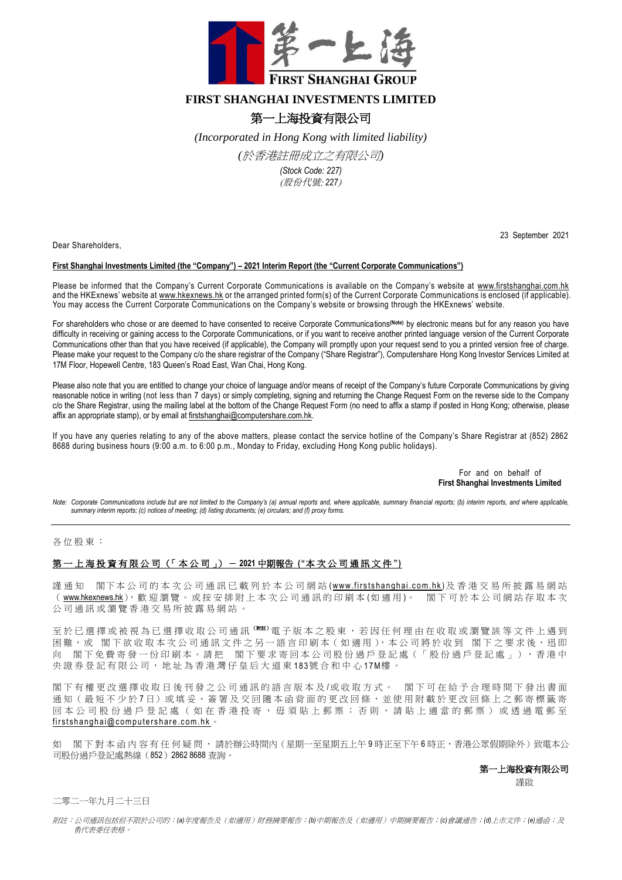# FIRST SHANGHAI INVESTMENTS LIMITED

# 第一上海投資有限公司

*(Incorporated in Hong Kong with limited liability)*

*(於香港註冊成立之有限公司)*

*(Stock Code: 227)*

*(股份代號: 227)*

23 September 2021

Dear Shareholders,

**First Shanghai Investments Limited (the "Company") – 2021 Interim Report (the "Current Corporate Communications")**

Please be informed that the Company's Current Corporate Communications is available on the Company's website at www.firstshanghai.com.hk and the HKExnews' website at www.hkexnews.hk or the arranged printed form(s) of the Current Corporate Communications is enclosed (if applicable). You may access the Current Corporate Communications on the Company's website or browsing through the HKExnews' website.

For shareholders who chose or are deemed to have consented to receive Corporate Communications(Note) by electronic means but for any reason you have difficulty in receiving or gaining access to the Corporate Communications, or if you want to receive another printed language version of the Current Corporate Communications other than that you have received (if applicable), the Company will promptly upon your request send to you a printed version free of charge. Please make your request to the Company c/o the share registrar of the Company ("Share Registrar"), Computershare Hong Kong Investor Services Limited at 17M Floor, Hopewell Centre, 183 Queen's Road East, Wan Chai, Hong Kong.

Please also note that you are entitled to change your choice of language and/or means of receipt of the Company's future Corporate Communications by giving reasonable notice in writing (not less than 7 days) or simply completing, signing and returning the Change Request Form on the reverse side to the Company c/o the Share Registrar, using the mailing label at the bottom of the Change Request Form (no need to affix a stamp if posted in Hong Kong; otherwise, please affix an appropriate stamp), or by email at firstshanghai@computershare.com.hk.

If you have any queries relating to any of the above matters, please contact the service hotline of the Company's Share Registrar at (852) 2862 8688 during business hours (9:00 a.m. to 6:00 p.m., Monday to Friday, excluding Hong Kong public holidays).

For and on behalf of
**First Shanghai Investments Limited**

*Note: Corporate Communications include but are not limited to the Company's (a) annual reports and, where applicable, summary financial reports; (b) interim reports, and where applicable, summary interim reports; (c) notices of meeting; (d) listing documents; (e) circulars; and (f) proxy forms.*

---

各位股東：

**第一上海投資有限公司（「本公司」） – 2021 中期報告 ("本次公司通訊文件")**

謹通知 閣下本公司的本次公司通訊已載列於本公司網站(www.firstshanghai.com.hk)及香港交易所披露易網站（www.hkexnews.hk），歡迎瀏覽。或按安排附上本次公司通訊的印刷本(如適用)。 閣下可於本公司網站存取本次公司通訊或瀏覽香港交易所披露易網站。

至於已選擇或被視為已選擇收取公司通訊(附註)電子版本之股東，若因任何理由在收取或瀏覽該等文件上遇到困難，或 閣下欲收取本次公司通訊文件之另一語言印刷本（如適用），本公司將於收到 閣下之要求後，迅即向 閣下免費寄發一份印刷本。請把 閣下要求寄回本公司股份過戶登記處（「股份過戶登記處」），香港中央證券登記有限公司，地址為香港灣仔皇后大道東183號合和中心17M樓。

閣下有權更改選擇收取日後刊發之公司通訊的語言版本及/或收取方式。 閣下可在給予合理時間下發出書面通知（最短不少於7日）或填妥、簽署及交回隨本函背面的更改回條，並使用附載於更改回條上之郵寄標籤寄回本公司股份過戶登記處（如在香港投寄，毋須貼上郵票；否則，請貼上適當的郵票）或透過電郵至firstshanghai@computershare.com.hk。

如 閣下對本函內容有任何疑問，請於辦公時間內（星期一至星期五上午9時正至下午6時正，香港公眾假期除外）致電本公司股份過戶登記處熱線（852）2862 8688 查詢。

**第一上海投資有限公司**
謹啟

二零二一年九月二十三日

*附註：公司通訊包括但不限於公司的：(a)年度報告及（如適用）財務摘要報告；(b)中期報告及（如適用）中期摘要報告；(c)會議通告；(d)上市文件；(e)通函；及(f)代表委任表格。*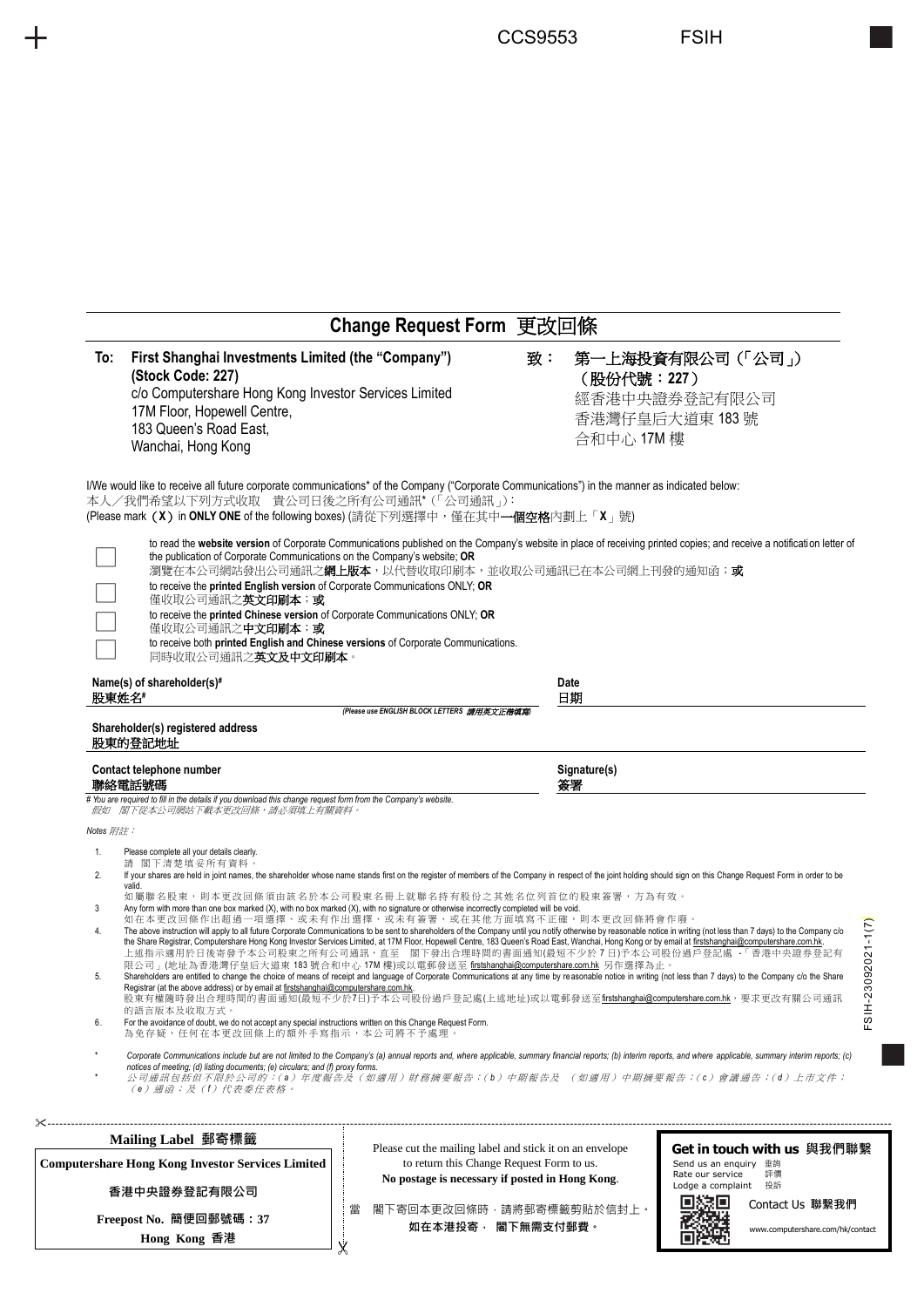# Change Request Form 更改回條

**To: First Shanghai Investments Limited (the "Company") (Stock Code: 227)**
c/o Computershare Hong Kong Investor Services Limited
17M Floor, Hopewell Centre,
183 Queen's Road East,
Wanchai, Hong Kong

**致： 第一上海投資有限公司（「公司」）（股份代號：227）**
經香港中央證券登記有限公司
香港灣仔皇后大道東 183 號
合和中心 17M 樓

I/We would like to receive all future corporate communications* of the Company ("Corporate Communications") in the manner as indicated below:
本人／我們希望以下列方式收取　貴公司日後之所有公司通訊*（「公司通訊」）：
(Please mark（**X**）in **ONLY ONE** of the following boxes) (請從下列選擇中，僅在其中**一個空格**內劃上「**X**」號)

☐ to read the **website version** of Corporate Communications published on the Company's website in place of receiving printed copies; and receive a notification letter of the publication of Corporate Communications on the Company's website; **OR**
瀏覽在本公司網站發出公司通訊之**網上版本**，以代替收取印刷本，並收取公司通訊已在本公司網上刊發的通知函；**或**

☐ to receive the **printed English version** of Corporate Communications ONLY; **OR**
僅收取公司通訊之**英文印刷本**；**或**

☐ to receive the **printed Chinese version** of Corporate Communications ONLY; **OR**
僅收取公司通訊之**中文印刷本**；**或**

☐ to receive both **printed English and Chinese versions** of Corporate Communications.
同時收取公司通訊之**英文及中文印刷本**。

**Name(s) of shareholder(s)#**
**股東姓名#**
*(Please use ENGLISH BLOCK LETTERS 請用英文正楷填寫)*

**Date**
**日期**

**Shareholder(s) registered address**
**股東的登記地址**

**Contact telephone number**
**聯絡電話號碼**

**Signature(s)**
**簽署**

*# You are required to fill in the details if you download this change request form from the Company's website.*
*假如　閣下從本公司網站下載本更改回條，請必須填上有關資料。*

*Notes 附註：*

1. Please complete all your details clearly.
   請　閣下清楚填妥所有資料。
2. If your shares are held in joint names, the shareholder whose name stands first on the register of members of the Company in respect of the joint holding should sign on this Change Request Form in order to be valid.
   如屬聯名股東，則本更改回條須由該名於本公司股東名冊上就聯名持有股份之其姓名位列首位的股東簽署，方為有效。
3. Any form with more than one box marked (X), with no box marked (X), with no signature or otherwise incorrectly completed will be void.
   如在本更改回條作出超過一項選擇、或未有作出選擇、或未有簽署、或在其他方面填寫不正確，則本更改回條將會作廢。
4. The above instruction will apply to all future Corporate Communications to be sent to shareholders of the Company until you notify otherwise by reasonable notice in writing (not less than 7 days) to the Company c/o the Share Registrar, Computershare Hong Kong Investor Services Limited, at 17M Floor, Hopewell Centre, 183 Queen's Road East, Wanchai, Hong Kong or by email at firstshanghai@computershare.com.hk.
   上述指示適用於日後寄發予本公司股東之所有公司通訊，直至　閣下發出合理時間的書面通知(最短不少於 7 日)予本公司股份過戶登記處 -「香港中央證券登記有限公司」(地址為香港灣仔皇后大道東 183 號合和中心 17M 樓)或以電郵發送至 firstshanghai@computershare.com.hk 另作選擇為止。
5. Shareholders are entitled to change the choice of means of receipt and language of Corporate Communications at any time by reasonable notice in writing (not less than 7 days) to the Company c/o the Share Registrar (at the above address) or by email at firstshanghai@computershare.com.hk.
   股東有權隨時發出合理時間的書面通知(最短不少於7日)予本公司股份過戶登記處(上述地址)或以電郵發送至firstshanghai@computershare.com.hk，要求更改有關公司通訊的語言版本及收取方式。
6. For the avoidance of doubt, we do not accept any special instructions written on this Change Request Form.
   為免存疑，任何在本更改回條上的額外手寫指示，本公司將不予處理。

\* *Corporate Communications include but are not limited to the Company's (a) annual reports and, where applicable, summary financial reports; (b) interim reports, and where applicable, summary interim reports; (c) notices of meeting; (d) listing documents; (e) circulars; and (f) proxy forms.*
\* *公司通訊包括但不限於公司的：(a) 年度報告及（如適用）財務摘要報告；(b) 中期報告及（如適用）中期摘要報告；(c) 會議通告；(d) 上市文件；(e) 通函；及 (f) 代表委任表格。*

FSIH-23092021-1(7)

---

**Mailing Label 郵寄標籤**

**Computershare Hong Kong Investor Services Limited**

**香港中央證券登記有限公司**

**Freepost No. 簡便回郵號碼：37**

**Hong Kong 香港**

Please cut the mailing label and stick it on an envelope to return this Change Request Form to us.
**No postage is necessary if posted in Hong Kong**.

當　閣下寄回本更改回條時，請將郵寄標籤剪貼於信封上。
**如在本港投寄，　閣下無需支付郵費。**

**Get in touch with us 與我們聯繫**
Send us an enquiry 垂詢
Rate our service 評價
Lodge a complaint 投訴
Contact Us 聯繫我們
www.computershare.com/hk/contact